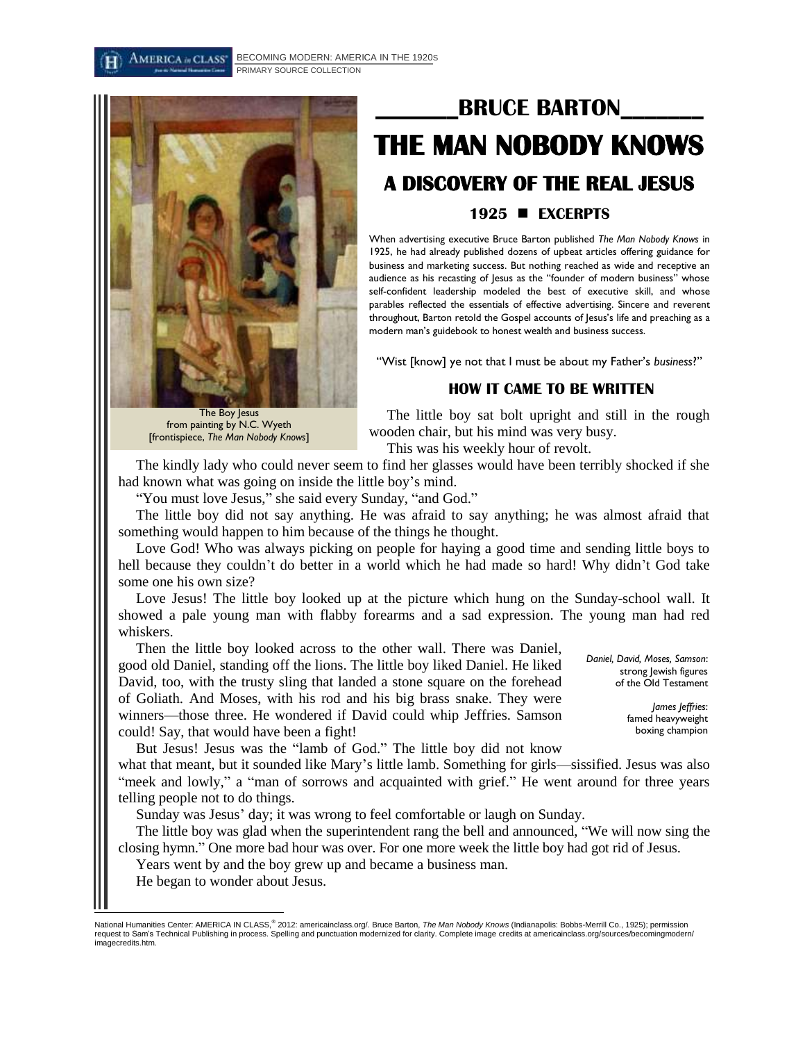# BRUCE BARTON

# THE MAN NOBODY KNOWS

## A DISCOVERY OF THE REAL JESUS

### 1925 ■ EXCERPTS

When advertising executive Bruce Barton published *The Man Nobody Knows* in 1925, he had already published dozens of upbeat articles offering guidance for business and marketing success. But nothing reached as wide and receptive an audience as his recasting of Jesus as the "founder of modern business" whose self-confident leadership modeled the best of executive skill, and whose parables reflected the essentials of effective advertising. Sincere and reverent throughout, Barton retold the Gospel accounts of Jesus's life and preaching as a modern man's guidebook to honest wealth and business success.

The Boy Jesus
from painting by N.C. Wyeth
[frontispiece, *The Man Nobody Knows*]

"Wist [know] ye not that I must be about my Father's *business*?"

### HOW IT CAME TO BE WRITTEN

The little boy sat bolt upright and still in the rough wooden chair, but his mind was very busy.

This was his weekly hour of revolt.

The kindly lady who could never seem to find her glasses would have been terribly shocked if she had known what was going on inside the little boy's mind.

"You must love Jesus," she said every Sunday, "and God."

The little boy did not say anything. He was afraid to say anything; he was almost afraid that something would happen to him because of the things he thought.

Love God! Who was always picking on people for having a good time and sending little boys to hell because they couldn't do better in a world which he had made so hard! Why didn't God take some one his own size?

Love Jesus! The little boy looked up at the picture which hung on the Sunday-school wall. It showed a pale young man with flabby forearms and a sad expression. The young man had red whiskers.

Then the little boy looked across to the other wall. There was Daniel, good old Daniel, standing off the lions. The little boy liked Daniel. He liked David, too, with the trusty sling that landed a stone square on the forehead of Goliath. And Moses, with his rod and his big brass snake. They were winners—those three. He wondered if David could whip Jeffries. Samson could! Say, that would have been a fight!

*Daniel, David, Moses, Samson*: strong Jewish figures of the Old Testament

*James Jeffries*: famed heavyweight boxing champion

But Jesus! Jesus was the "lamb of God." The little boy did not know what that meant, but it sounded like Mary's little lamb. Something for girls—sissified. Jesus was also "meek and lowly," a "man of sorrows and acquainted with grief." He went around for three years telling people not to do things.

Sunday was Jesus' day; it was wrong to feel comfortable or laugh on Sunday.

The little boy was glad when the superintendent rang the bell and announced, "We will now sing the closing hymn." One more bad hour was over. For one more week the little boy had got rid of Jesus.

Years went by and the boy grew up and became a business man.

He began to wonder about Jesus.

---

National Humanities Center: AMERICA IN CLASS,® 2012: americainclass.org/. Bruce Barton, *The Man Nobody Knows* (Indianapolis: Bobbs-Merrill Co., 1925); permission request to Sam's Technical Publishing in process. Spelling and punctuation modernized for clarity. Complete image credits at americainclass.org/sources/becomingmodern/imagecredits.htm.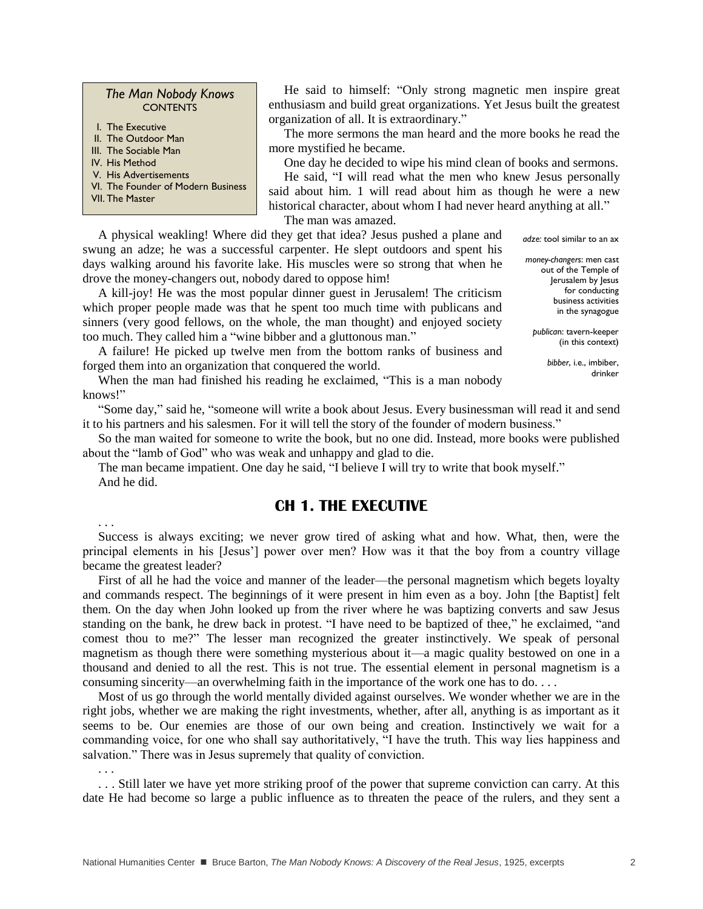**The Man Nobody Knows**
CONTENTS

I. The Executive
II. The Outdoor Man
III. The Sociable Man
IV. His Method
V. His Advertisements
VI. The Founder of Modern Business
VII. The Master

He said to himself: "Only strong magnetic men inspire great enthusiasm and build great organizations. Yet Jesus built the greatest organization of all. It is extraordinary."

The more sermons the man heard and the more books he read the more mystified he became.

One day he decided to wipe his mind clean of books and sermons.

He said, "I will read what the men who knew Jesus personally said about him. 1 will read about him as though he were a new historical character, about whom I had never heard anything at all."

The man was amazed.

A physical weakling! Where did they get that idea? Jesus pushed a plane and swung an adze; he was a successful carpenter. He slept outdoors and spent his days walking around his favorite lake. His muscles were so strong that when he drove the money-changers out, nobody dared to oppose him!

A kill-joy! He was the most popular dinner guest in Jerusalem! The criticism which proper people made was that he spent too much time with publicans and sinners (very good fellows, on the whole, the man thought) and enjoyed society too much. They called him a "wine bibber and a gluttonous man."

A failure! He picked up twelve men from the bottom ranks of business and forged them into an organization that conquered the world.

When the man had finished his reading he exclaimed, "This is a man nobody knows!"

*adze:* tool similar to an ax

*money-changers*: men cast out of the Temple of Jerusalem by Jesus for conducting business activities in the synagogue

*publican*: tavern-keeper (in this context)

*bibber*, i.e., imbiber, drinker

"Some day," said he, "someone will write a book about Jesus. Every businessman will read it and send it to his partners and his salesmen. For it will tell the story of the founder of modern business."

So the man waited for someone to write the book, but no one did. Instead, more books were published about the "lamb of God" who was weak and unhappy and glad to die.

The man became impatient. One day he said, "I believe I will try to write that book myself."

And he did.

## CH 1. THE EXECUTIVE

. . .

Success is always exciting; we never grow tired of asking what and how. What, then, were the principal elements in his [Jesus'] power over men? How was it that the boy from a country village became the greatest leader?

First of all he had the voice and manner of the leader—the personal magnetism which begets loyalty and commands respect. The beginnings of it were present in him even as a boy. John [the Baptist] felt them. On the day when John looked up from the river where he was baptizing converts and saw Jesus standing on the bank, he drew back in protest. "I have need to be baptized of thee," he exclaimed, "and comest thou to me?" The lesser man recognized the greater instinctively. We speak of personal magnetism as though there were something mysterious about it—a magic quality bestowed on one in a thousand and denied to all the rest. This is not true. The essential element in personal magnetism is a consuming sincerity—an overwhelming faith in the importance of the work one has to do. . . .

Most of us go through the world mentally divided against ourselves. We wonder whether we are in the right jobs, whether we are making the right investments, whether, after all, anything is as important as it seems to be. Our enemies are those of our own being and creation. Instinctively we wait for a commanding voice, for one who shall say authoritatively, "I have the truth. This way lies happiness and salvation." There was in Jesus supremely that quality of conviction.

. . .

. . . Still later we have yet more striking proof of the power that supreme conviction can carry. At this date He had become so large a public influence as to threaten the peace of the rulers, and they sent a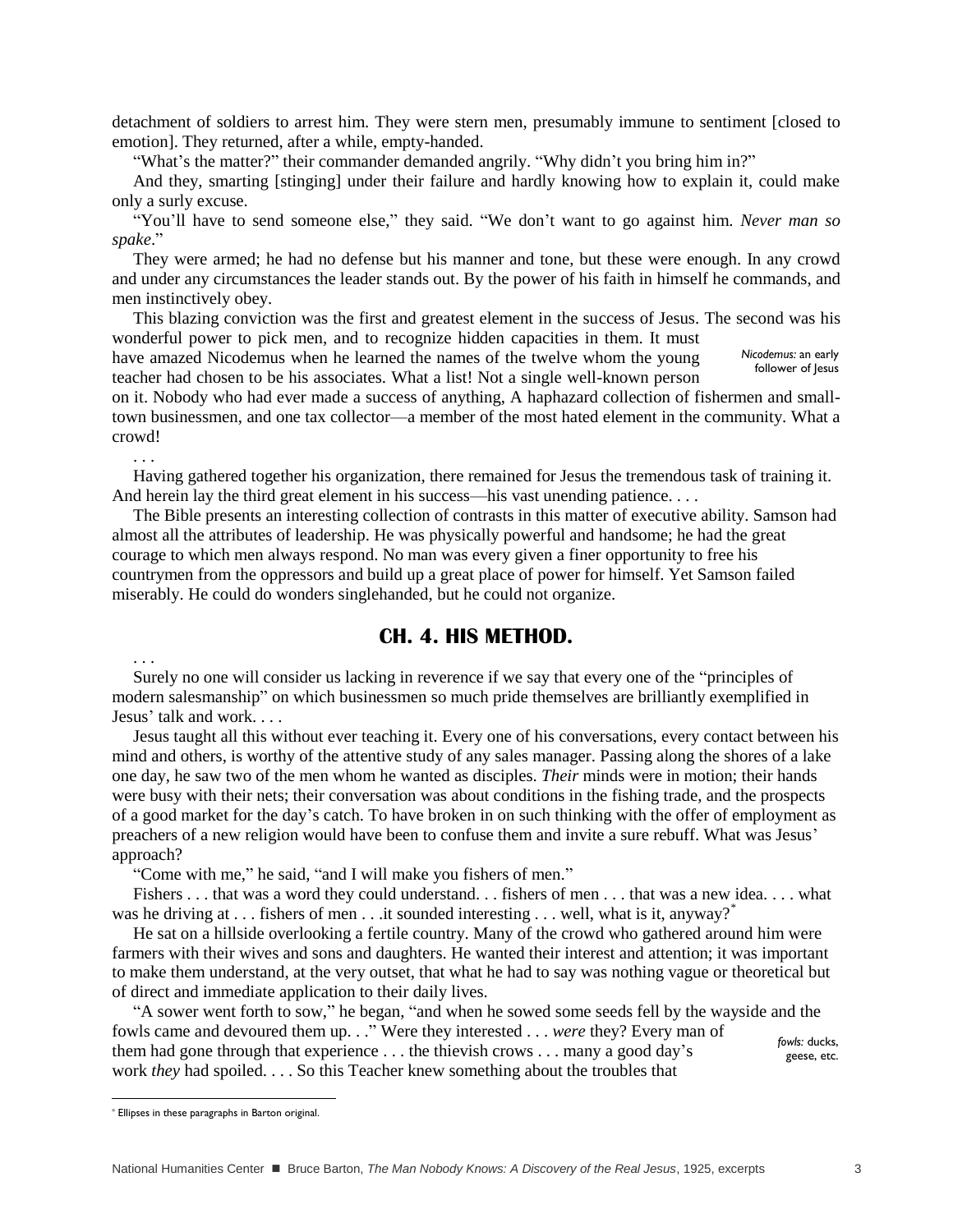detachment of soldiers to arrest him. They were stern men, presumably immune to sentiment [closed to emotion]. They returned, after a while, empty-handed.

"What's the matter?" their commander demanded angrily. "Why didn't you bring him in?"

And they, smarting [stinging] under their failure and hardly knowing how to explain it, could make only a surly excuse.

"You'll have to send someone else," they said. "We don't want to go against him. *Never man so spake*."

They were armed; he had no defense but his manner and tone, but these were enough. In any crowd and under any circumstances the leader stands out. By the power of his faith in himself he commands, and men instinctively obey.

This blazing conviction was the first and greatest element in the success of Jesus. The second was his wonderful power to pick men, and to recognize hidden capacities in them. It must have amazed Nicodemus when he learned the names of the twelve whom the young teacher had chosen to be his associates. What a list! Not a single well-known person on it. Nobody who had ever made a success of anything, A haphazard collection of fishermen and small-town businessmen, and one tax collector—a member of the most hated element in the community. What a crowd!

*Nicodemus:* an early follower of Jesus

. . .

Having gathered together his organization, there remained for Jesus the tremendous task of training it. And herein lay the third great element in his success—his vast unending patience. . . .

The Bible presents an interesting collection of contrasts in this matter of executive ability. Samson had almost all the attributes of leadership. He was physically powerful and handsome; he had the great courage to which men always respond. No man was every given a finer opportunity to free his countrymen from the oppressors and build up a great place of power for himself. Yet Samson failed miserably. He could do wonders singlehanded, but he could not organize.

## CH. 4. HIS METHOD.

. . .

Surely no one will consider us lacking in reverence if we say that every one of the "principles of modern salesmanship" on which businessmen so much pride themselves are brilliantly exemplified in Jesus' talk and work. . . .

Jesus taught all this without ever teaching it. Every one of his conversations, every contact between his mind and others, is worthy of the attentive study of any sales manager. Passing along the shores of a lake one day, he saw two of the men whom he wanted as disciples. *Their* minds were in motion; their hands were busy with their nets; their conversation was about conditions in the fishing trade, and the prospects of a good market for the day's catch. To have broken in on such thinking with the offer of employment as preachers of a new religion would have been to confuse them and invite a sure rebuff. What was Jesus' approach?

"Come with me," he said, "and I will make you fishers of men."

Fishers . . . that was a word they could understand. . . fishers of men . . . that was a new idea. . . . what was he driving at . . . fishers of men . . .it sounded interesting . . . well, what is it, anyway?*

He sat on a hillside overlooking a fertile country. Many of the crowd who gathered around him were farmers with their wives and sons and daughters. He wanted their interest and attention; it was important to make them understand, at the very outset, that what he had to say was nothing vague or theoretical but of direct and immediate application to their daily lives.

"A sower went forth to sow," he began, "and when he sowed some seeds fell by the wayside and the fowls came and devoured them up. . ." Were they interested . . . *were* they? Every man of them had gone through that experience . . . the thievish crows . . . many a good day's work *they* had spoiled. . . . So this Teacher knew something about the troubles that

*fowls:* ducks, geese, etc.

* Ellipses in these paragraphs in Barton original.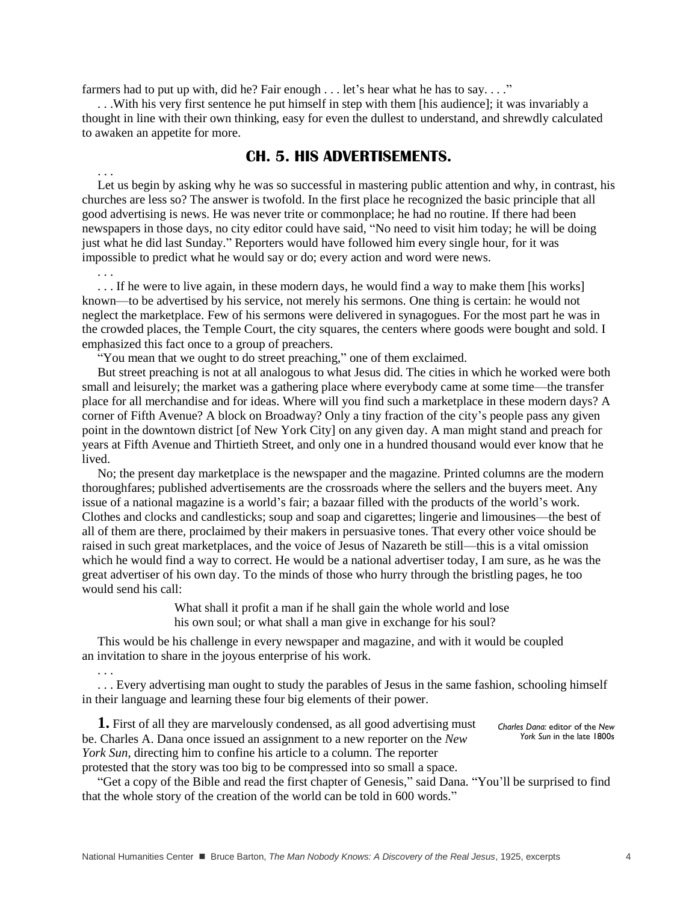farmers had to put up with, did he? Fair enough . . . let's hear what he has to say. . . ."

. . .With his very first sentence he put himself in step with them [his audience]; it was invariably a thought in line with their own thinking, easy for even the dullest to understand, and shrewdly calculated to awaken an appetite for more.

## CH. 5. HIS ADVERTISEMENTS.

. . .

Let us begin by asking why he was so successful in mastering public attention and why, in contrast, his churches are less so? The answer is twofold. In the first place he recognized the basic principle that all good advertising is news. He was never trite or commonplace; he had no routine. If there had been newspapers in those days, no city editor could have said, "No need to visit him today; he will be doing just what he did last Sunday." Reporters would have followed him every single hour, for it was impossible to predict what he would say or do; every action and word were news.

. . .

. . . If he were to live again, in these modern days, he would find a way to make them [his works] known—to be advertised by his service, not merely his sermons. One thing is certain: he would not neglect the marketplace. Few of his sermons were delivered in synagogues. For the most part he was in the crowded places, the Temple Court, the city squares, the centers where goods were bought and sold. I emphasized this fact once to a group of preachers.

"You mean that we ought to do street preaching," one of them exclaimed.

But street preaching is not at all analogous to what Jesus did. The cities in which he worked were both small and leisurely; the market was a gathering place where everybody came at some time—the transfer place for all merchandise and for ideas. Where will you find such a marketplace in these modern days? A corner of Fifth Avenue? A block on Broadway? Only a tiny fraction of the city's people pass any given point in the downtown district [of New York City] on any given day. A man might stand and preach for years at Fifth Avenue and Thirtieth Street, and only one in a hundred thousand would ever know that he lived.

No; the present day marketplace is the newspaper and the magazine. Printed columns are the modern thoroughfares; published advertisements are the crossroads where the sellers and the buyers meet. Any issue of a national magazine is a world's fair; a bazaar filled with the products of the world's work. Clothes and clocks and candlesticks; soup and soap and cigarettes; lingerie and limousines—the best of all of them are there, proclaimed by their makers in persuasive tones. That every other voice should be raised in such great marketplaces, and the voice of Jesus of Nazareth be still—this is a vital omission which he would find a way to correct. He would be a national advertiser today, I am sure, as he was the great advertiser of his own day. To the minds of those who hurry through the bristling pages, he too would send his call:

> What shall it profit a man if he shall gain the whole world and lose
> his own soul; or what shall a man give in exchange for his soul?

This would be his challenge in every newspaper and magazine, and with it would be coupled an invitation to share in the joyous enterprise of his work.

. . .

. . . Every advertising man ought to study the parables of Jesus in the same fashion, schooling himself in their language and learning these four big elements of their power.

**1.** First of all they are marvelously condensed, as all good advertising must be. Charles A. Dana once issued an assignment to a new reporter on the *New York Sun*, directing him to confine his article to a column. The reporter protested that the story was too big to be compressed into so small a space.

*Charles Dana:* editor of the *New York Sun* in the late 1800s

"Get a copy of the Bible and read the first chapter of Genesis," said Dana. "You'll be surprised to find that the whole story of the creation of the world can be told in 600 words."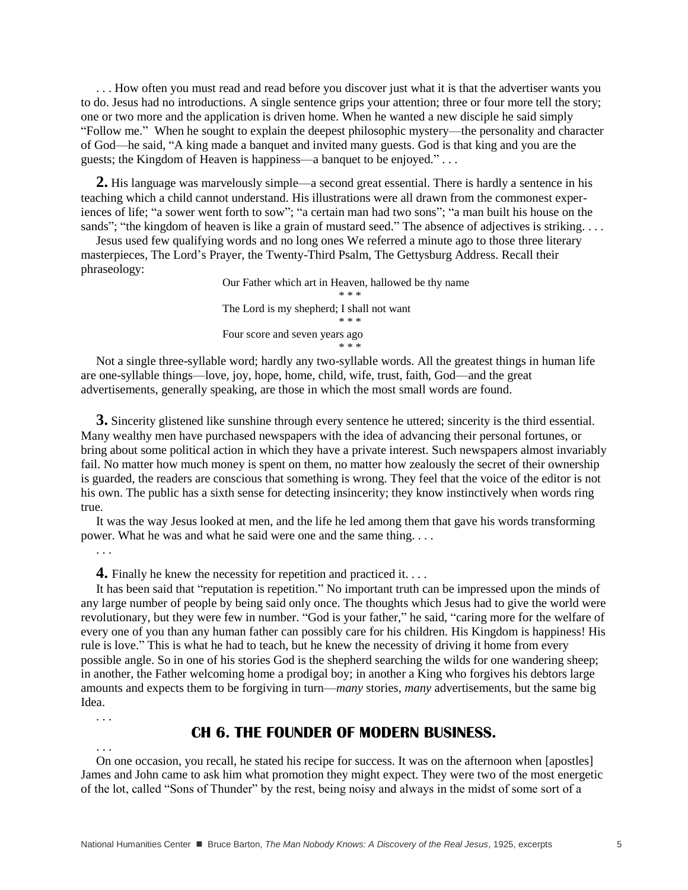. . . How often you must read and read before you discover just what it is that the advertiser wants you to do. Jesus had no introductions. A single sentence grips your attention; three or four more tell the story; one or two more and the application is driven home. When he wanted a new disciple he said simply "Follow me." When he sought to explain the deepest philosophic mystery—the personality and character of God—he said, "A king made a banquet and invited many guests. God is that king and you are the guests; the Kingdom of Heaven is happiness—a banquet to be enjoyed." . . .

**2.** His language was marvelously simple—a second great essential. There is hardly a sentence in his teaching which a child cannot understand. His illustrations were all drawn from the commonest experiences of life; "a sower went forth to sow"; "a certain man had two sons"; "a man built his house on the sands"; "the kingdom of heaven is like a grain of mustard seed." The absence of adjectives is striking. . . .

Jesus used few qualifying words and no long ones We referred a minute ago to those three literary masterpieces, The Lord's Prayer, the Twenty-Third Psalm, The Gettysburg Address. Recall their phraseology:

Our Father which art in Heaven, hallowed be thy name

\* \* \*

The Lord is my shepherd; I shall not want

\* \* \*

Four score and seven years ago

\* \* \*

Not a single three-syllable word; hardly any two-syllable words. All the greatest things in human life are one-syllable things—love, joy, hope, home, child, wife, trust, faith, God—and the great advertisements, generally speaking, are those in which the most small words are found.

**3.** Sincerity glistened like sunshine through every sentence he uttered; sincerity is the third essential. Many wealthy men have purchased newspapers with the idea of advancing their personal fortunes, or bring about some political action in which they have a private interest. Such newspapers almost invariably fail. No matter how much money is spent on them, no matter how zealously the secret of their ownership is guarded, the readers are conscious that something is wrong. They feel that the voice of the editor is not his own. The public has a sixth sense for detecting insincerity; they know instinctively when words ring true.

It was the way Jesus looked at men, and the life he led among them that gave his words transforming power. What he was and what he said were one and the same thing. . . .

. . .

**4.** Finally he knew the necessity for repetition and practiced it. . . .

It has been said that "reputation is repetition." No important truth can be impressed upon the minds of any large number of people by being said only once. The thoughts which Jesus had to give the world were revolutionary, but they were few in number. "God is your father," he said, "caring more for the welfare of every one of you than any human father can possibly care for his children. His Kingdom is happiness! His rule is love." This is what he had to teach, but he knew the necessity of driving it home from every possible angle. So in one of his stories God is the shepherd searching the wilds for one wandering sheep; in another, the Father welcoming home a prodigal boy; in another a King who forgives his debtors large amounts and expects them to be forgiving in turn—*many* stories, *many* advertisements, but the same big Idea.

. . .

## CH 6. THE FOUNDER OF MODERN BUSINESS.

. . .

On one occasion, you recall, he stated his recipe for success. It was on the afternoon when [apostles] James and John came to ask him what promotion they might expect. They were two of the most energetic of the lot, called "Sons of Thunder" by the rest, being noisy and always in the midst of some sort of a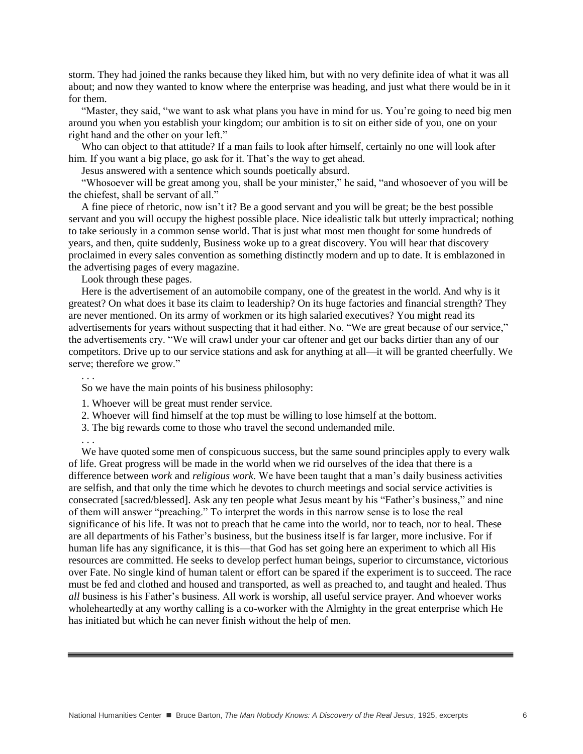storm. They had joined the ranks because they liked him, but with no very definite idea of what it was all about; and now they wanted to know where the enterprise was heading, and just what there would be in it for them.

"Master, they said, "we want to ask what plans you have in mind for us. You're going to need big men around you when you establish your kingdom; our ambition is to sit on either side of you, one on your right hand and the other on your left."

Who can object to that attitude? If a man fails to look after himself, certainly no one will look after him. If you want a big place, go ask for it. That's the way to get ahead.

Jesus answered with a sentence which sounds poetically absurd.

"Whosoever will be great among you, shall be your minister," he said, "and whosoever of you will be the chiefest, shall be servant of all."

A fine piece of rhetoric, now isn't it? Be a good servant and you will be great; be the best possible servant and you will occupy the highest possible place. Nice idealistic talk but utterly impractical; nothing to take seriously in a common sense world. That is just what most men thought for some hundreds of years, and then, quite suddenly, Business woke up to a great discovery. You will hear that discovery proclaimed in every sales convention as something distinctly modern and up to date. It is emblazoned in the advertising pages of every magazine.

Look through these pages.

Here is the advertisement of an automobile company, one of the greatest in the world. And why is it greatest? On what does it base its claim to leadership? On its huge factories and financial strength? They are never mentioned. On its army of workmen or its high salaried executives? You might read its advertisements for years without suspecting that it had either. No. "We are great because of our service," the advertisements cry. "We will crawl under your car oftener and get our backs dirtier than any of our competitors. Drive up to our service stations and ask for anything at all—it will be granted cheerfully. We serve; therefore we grow."

. . .

So we have the main points of his business philosophy:

1. Whoever will be great must render service.
2. Whoever will find himself at the top must be willing to lose himself at the bottom.
3. The big rewards come to those who travel the second undemanded mile.

. . .

We have quoted some men of conspicuous success, but the same sound principles apply to every walk of life. Great progress will be made in the world when we rid ourselves of the idea that there is a difference between *work* and *religious work*. We have been taught that a man's daily business activities are selfish, and that only the time which he devotes to church meetings and social service activities is consecrated [sacred/blessed]. Ask any ten people what Jesus meant by his "Father's business," and nine of them will answer "preaching." To interpret the words in this narrow sense is to lose the real significance of his life. It was not to preach that he came into the world, nor to teach, nor to heal. These are all departments of his Father's business, but the business itself is far larger, more inclusive. For if human life has any significance, it is this—that God has set going here an experiment to which all His resources are committed. He seeks to develop perfect human beings, superior to circumstance, victorious over Fate. No single kind of human talent or effort can be spared if the experiment is to succeed. The race must be fed and clothed and housed and transported, as well as preached to, and taught and healed. Thus *all* business is his Father's business. All work is worship, all useful service prayer. And whoever works wholeheartedly at any worthy calling is a co-worker with the Almighty in the great enterprise which He has initiated but which he can never finish without the help of men.